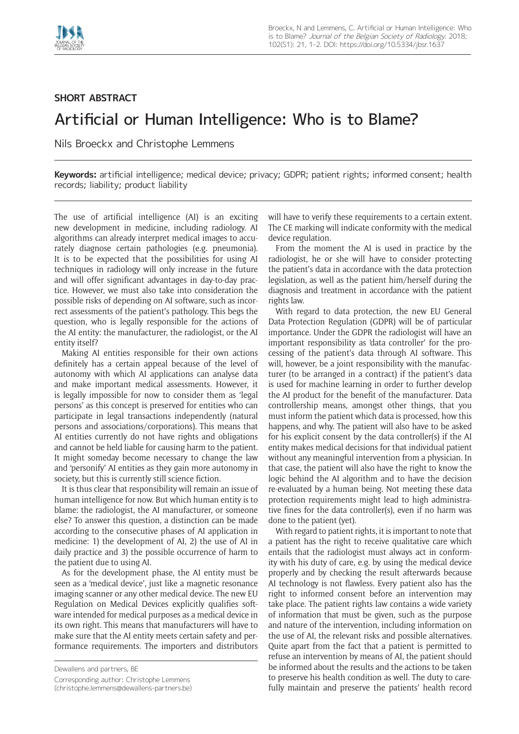**SHORT ABSTRACT**

# Artificial or Human Intelligence: Who is to Blame?

Nils Broeckx and Christophe Lemmens

**Keywords:** artificial intelligence; medical device; privacy; GDPR; patient rights; informed consent; health records; liability; product liability

The use of artificial intelligence (AI) is an exciting new development in medicine, including radiology. AI algorithms can already interpret medical images to accurately diagnose certain pathologies (e.g. pneumonia). It is to be expected that the possibilities for using AI techniques in radiology will only increase in the future and will offer significant advantages in day-to-day practice. However, we must also take into consideration the possible risks of depending on AI software, such as incorrect assessments of the patient's pathology. This begs the question, who is legally responsible for the actions of the AI entity: the manufacturer, the radiologist, or the AI entity itself?

Making AI entities responsible for their own actions definitely has a certain appeal because of the level of autonomy with which AI applications can analyse data and make important medical assessments. However, it is legally impossible for now to consider them as 'legal persons' as this concept is preserved for entities who can participate in legal transactions independently (natural persons and associations/corporations). This means that AI entities currently do not have rights and obligations and cannot be held liable for causing harm to the patient. It might someday become necessary to change the law and 'personify' AI entities as they gain more autonomy in society, but this is currently still science fiction.

It is thus clear that responsibility will remain an issue of human intelligence for now. But which human entity is to blame: the radiologist, the AI manufacturer, or someone else? To answer this question, a distinction can be made according to the consecutive phases of AI application in medicine: 1) the development of AI, 2) the use of AI in daily practice and 3) the possible occurrence of harm to the patient due to using AI.

As for the development phase, the AI entity must be seen as a 'medical device', just like a magnetic resonance imaging scanner or any other medical device. The new EU Regulation on Medical Devices explicitly qualifies software intended for medical purposes as a medical device in its own right. This means that manufacturers will have to make sure that the AI entity meets certain safety and performance requirements. The importers and distributors will have to verify these requirements to a certain extent. The CE marking will indicate conformity with the medical device regulation.

From the moment the AI is used in practice by the radiologist, he or she will have to consider protecting the patient's data in accordance with the data protection legislation, as well as the patient him/herself during the diagnosis and treatment in accordance with the patient rights law.

With regard to data protection, the new EU General Data Protection Regulation (GDPR) will be of particular importance. Under the GDPR the radiologist will have an important responsibility as 'data controller' for the processing of the patient's data through AI software. This will, however, be a joint responsibility with the manufacturer (to be arranged in a contract) if the patient's data is used for machine learning in order to further develop the AI product for the benefit of the manufacturer. Data controllership means, amongst other things, that you must inform the patient which data is processed, how this happens, and why. The patient will also have to be asked for his explicit consent by the data controller(s) if the AI entity makes medical decisions for that individual patient without any meaningful intervention from a physician. In that case, the patient will also have the right to know the logic behind the AI algorithm and to have the decision re-evaluated by a human being. Not meeting these data protection requirements might lead to high administrative fines for the data controller(s), even if no harm was done to the patient (yet).

With regard to patient rights, it is important to note that a patient has the right to receive qualitative care which entails that the radiologist must always act in conformity with his duty of care, e.g. by using the medical device properly and by checking the result afterwards because AI technology is not flawless. Every patient also has the right to informed consent before an intervention may take place. The patient rights law contains a wide variety of information that must be given, such as the purpose and nature of the intervention, including information on the use of AI, the relevant risks and possible alternatives. Quite apart from the fact that a patient is permitted to refuse an intervention by means of AI, the patient should be informed about the results and the actions to be taken to preserve his health condition as well. The duty to carefully maintain and preserve the patients' health record

Dewallens and partners, BE

Corresponding author: Christophe Lemmens (christophe.lemmens@dewallens-partners.be)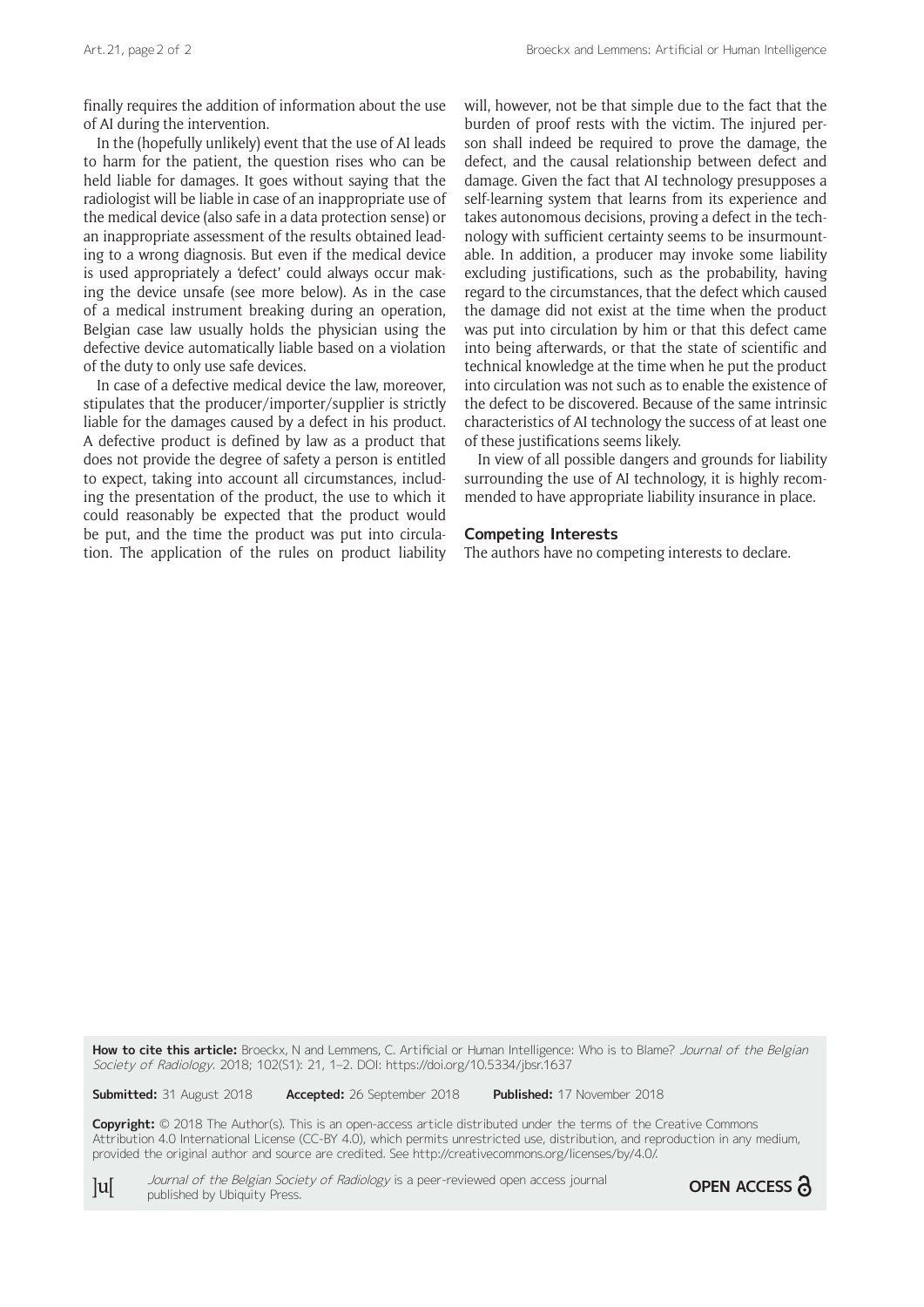finally requires the addition of information about the use of AI during the intervention.

In the (hopefully unlikely) event that the use of AI leads to harm for the patient, the question rises who can be held liable for damages. It goes without saying that the radiologist will be liable in case of an inappropriate use of the medical device (also safe in a data protection sense) or an inappropriate assessment of the results obtained leading to a wrong diagnosis. But even if the medical device is used appropriately a 'defect' could always occur making the device unsafe (see more below). As in the case of a medical instrument breaking during an operation, Belgian case law usually holds the physician using the defective device automatically liable based on a violation of the duty to only use safe devices.

In case of a defective medical device the law, moreover, stipulates that the producer/importer/supplier is strictly liable for the damages caused by a defect in his product. A defective product is defined by law as a product that does not provide the degree of safety a person is entitled to expect, taking into account all circumstances, including the presentation of the product, the use to which it could reasonably be expected that the product would be put, and the time the product was put into circulation. The application of the rules on product liability will, however, not be that simple due to the fact that the burden of proof rests with the victim. The injured person shall indeed be required to prove the damage, the defect, and the causal relationship between defect and damage. Given the fact that AI technology presupposes a self-learning system that learns from its experience and takes autonomous decisions, proving a defect in the technology with sufficient certainty seems to be insurmountable. In addition, a producer may invoke some liability excluding justifications, such as the probability, having regard to the circumstances, that the defect which caused the damage did not exist at the time when the product was put into circulation by him or that this defect came into being afterwards, or that the state of scientific and technical knowledge at the time when he put the product into circulation was not such as to enable the existence of the defect to be discovered. Because of the same intrinsic characteristics of AI technology the success of at least one of these justifications seems likely.

In view of all possible dangers and grounds for liability surrounding the use of AI technology, it is highly recommended to have appropriate liability insurance in place.

### Competing Interests

The authors have no competing interests to declare.

**How to cite this article:** Broeckx, N and Lemmens, C. Artificial or Human Intelligence: Who is to Blame? *Journal of the Belgian Society of Radiology*. 2018; 102(S1): 21, 1–2. DOI: https://doi.org/10.5334/jbsr.1637

**Submitted:** 31 August 2018 **Accepted:** 26 September 2018 **Published:** 17 November 2018

**Copyright:** © 2018 The Author(s). This is an open-access article distributed under the terms of the Creative Commons Attribution 4.0 International License (CC-BY 4.0), which permits unrestricted use, distribution, and reproduction in any medium, provided the original author and source are credited. See http://creativecommons.org/licenses/by/4.0/.

*Journal of the Belgian Society of Radiology* is a peer-reviewed open access journal published by Ubiquity Press.

**OPEN ACCESS**